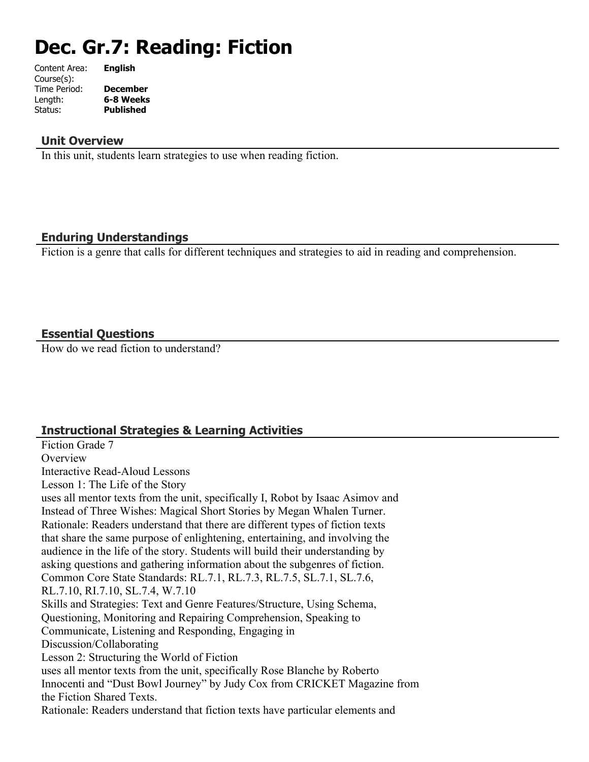# Dec. Gr.7: Reading: Fiction

| | |
|---|---|
| Content Area: | **English** |
| Course(s): | |
| Time Period: | **December** |
| Length: | **6-8 Weeks** |
| Status: | **Published** |

## Unit Overview

In this unit, students learn strategies to use when reading fiction.

## Enduring Understandings

Fiction is a genre that calls for different techniques and strategies to aid in reading and comprehension.

## Essential Questions

How do we read fiction to understand?

## Instructional Strategies & Learning Activities

Fiction Grade 7
Overview
Interactive Read-Aloud Lessons
Lesson 1: The Life of the Story
uses all mentor texts from the unit, specifically I, Robot by Isaac Asimov and Instead of Three Wishes: Magical Short Stories by Megan Whalen Turner.
Rationale: Readers understand that there are different types of fiction texts that share the same purpose of enlightening, entertaining, and involving the audience in the life of the story. Students will build their understanding by asking questions and gathering information about the subgenres of fiction.
Common Core State Standards: RL.7.1, RL.7.3, RL.7.5, SL.7.1, SL.7.6, RL.7.10, RI.7.10, SL.7.4, W.7.10
Skills and Strategies: Text and Genre Features/Structure, Using Schema, Questioning, Monitoring and Repairing Comprehension, Speaking to Communicate, Listening and Responding, Engaging in Discussion/Collaborating
Lesson 2: Structuring the World of Fiction
uses all mentor texts from the unit, specifically Rose Blanche by Roberto Innocenti and "Dust Bowl Journey" by Judy Cox from CRICKET Magazine from the Fiction Shared Texts.
Rationale: Readers understand that fiction texts have particular elements and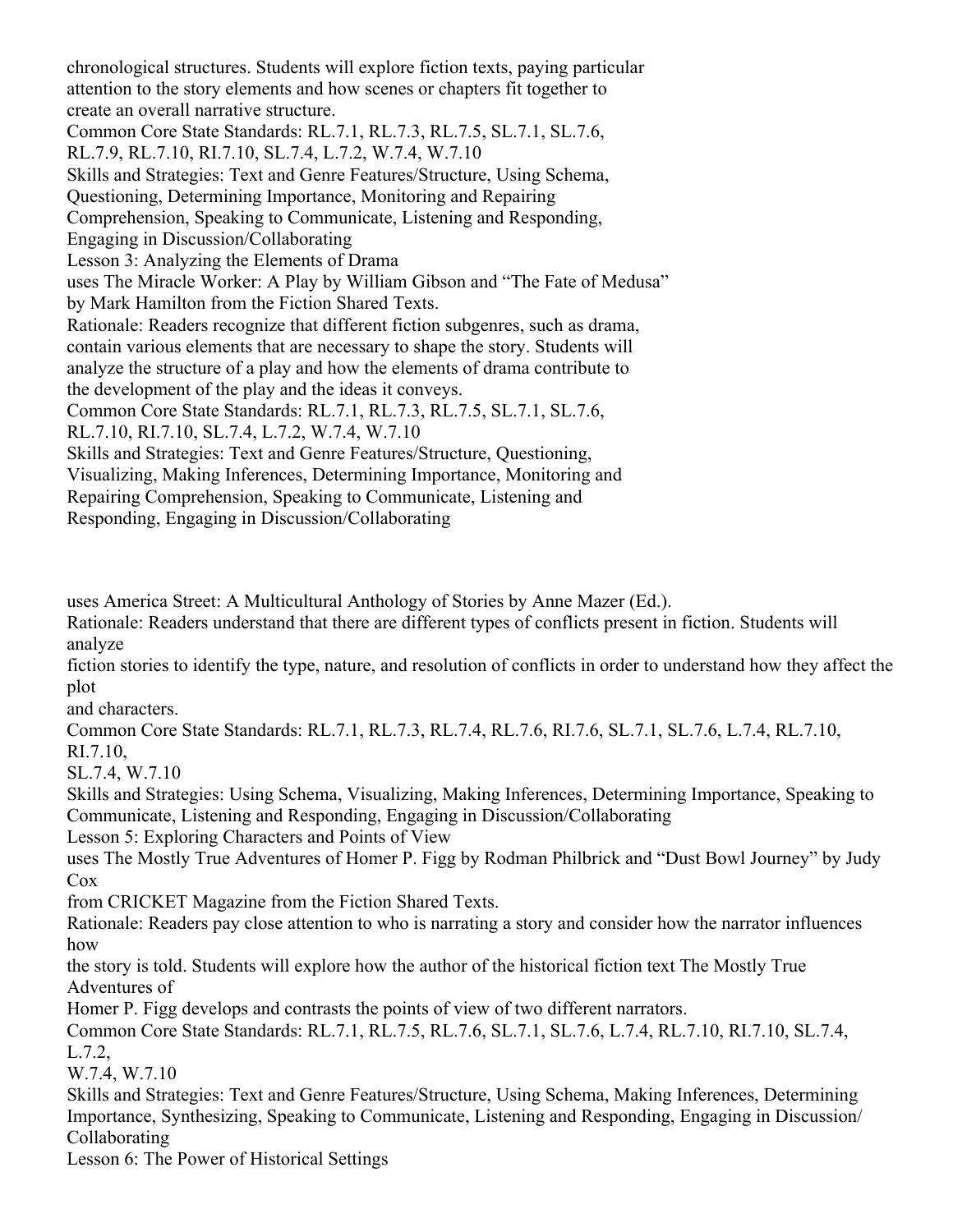chronological structures. Students will explore fiction texts, paying particular attention to the story elements and how scenes or chapters fit together to create an overall narrative structure.
Common Core State Standards: RL.7.1, RL.7.3, RL.7.5, SL.7.1, SL.7.6, RL.7.9, RL.7.10, RI.7.10, SL.7.4, L.7.2, W.7.4, W.7.10
Skills and Strategies: Text and Genre Features/Structure, Using Schema, Questioning, Determining Importance, Monitoring and Repairing Comprehension, Speaking to Communicate, Listening and Responding, Engaging in Discussion/Collaborating

Lesson 3: Analyzing the Elements of Drama
uses The Miracle Worker: A Play by William Gibson and "The Fate of Medusa" by Mark Hamilton from the Fiction Shared Texts.
Rationale: Readers recognize that different fiction subgenres, such as drama, contain various elements that are necessary to shape the story. Students will analyze the structure of a play and how the elements of drama contribute to the development of the play and the ideas it conveys.
Common Core State Standards: RL.7.1, RL.7.3, RL.7.5, SL.7.1, SL.7.6, RL.7.10, RI.7.10, SL.7.4, L.7.2, W.7.4, W.7.10
Skills and Strategies: Text and Genre Features/Structure, Questioning, Visualizing, Making Inferences, Determining Importance, Monitoring and Repairing Comprehension, Speaking to Communicate, Listening and Responding, Engaging in Discussion/Collaborating

uses America Street: A Multicultural Anthology of Stories by Anne Mazer (Ed.).
Rationale: Readers understand that there are different types of conflicts present in fiction. Students will analyze fiction stories to identify the type, nature, and resolution of conflicts in order to understand how they affect the plot and characters.
Common Core State Standards: RL.7.1, RL.7.3, RL.7.4, RL.7.6, RI.7.6, SL.7.1, SL.7.6, L.7.4, RL.7.10, RI.7.10, SL.7.4, W.7.10
Skills and Strategies: Using Schema, Visualizing, Making Inferences, Determining Importance, Speaking to Communicate, Listening and Responding, Engaging in Discussion/Collaborating

Lesson 5: Exploring Characters and Points of View
uses The Mostly True Adventures of Homer P. Figg by Rodman Philbrick and "Dust Bowl Journey" by Judy Cox from CRICKET Magazine from the Fiction Shared Texts.
Rationale: Readers pay close attention to who is narrating a story and consider how the narrator influences how the story is told. Students will explore how the author of the historical fiction text The Mostly True Adventures of Homer P. Figg develops and contrasts the points of view of two different narrators.
Common Core State Standards: RL.7.1, RL.7.5, RL.7.6, SL.7.1, SL.7.6, L.7.4, RL.7.10, RI.7.10, SL.7.4, L.7.2, W.7.4, W.7.10
Skills and Strategies: Text and Genre Features/Structure, Using Schema, Making Inferences, Determining Importance, Synthesizing, Speaking to Communicate, Listening and Responding, Engaging in Discussion/Collaborating

Lesson 6: The Power of Historical Settings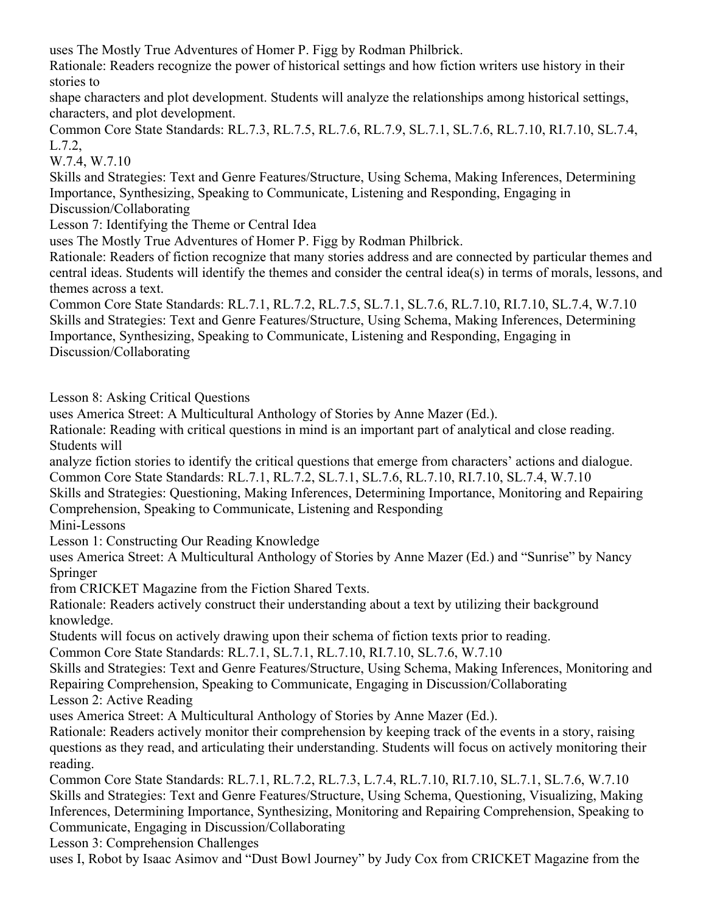uses The Mostly True Adventures of Homer P. Figg by Rodman Philbrick.

Rationale: Readers recognize the power of historical settings and how fiction writers use history in their stories to shape characters and plot development. Students will analyze the relationships among historical settings, characters, and plot development.

Common Core State Standards: RL.7.3, RL.7.5, RL.7.6, RL.7.9, SL.7.1, SL.7.6, RL.7.10, RI.7.10, SL.7.4, L.7.2, W.7.4, W.7.10

Skills and Strategies: Text and Genre Features/Structure, Using Schema, Making Inferences, Determining Importance, Synthesizing, Speaking to Communicate, Listening and Responding, Engaging in Discussion/Collaborating

Lesson 7: Identifying the Theme or Central Idea

uses The Mostly True Adventures of Homer P. Figg by Rodman Philbrick.

Rationale: Readers of fiction recognize that many stories address and are connected by particular themes and central ideas. Students will identify the themes and consider the central idea(s) in terms of morals, lessons, and themes across a text.

Common Core State Standards: RL.7.1, RL.7.2, RL.7.5, SL.7.1, SL.7.6, RL.7.10, RI.7.10, SL.7.4, W.7.10

Skills and Strategies: Text and Genre Features/Structure, Using Schema, Making Inferences, Determining Importance, Synthesizing, Speaking to Communicate, Listening and Responding, Engaging in Discussion/Collaborating

Lesson 8: Asking Critical Questions

uses America Street: A Multicultural Anthology of Stories by Anne Mazer (Ed.).

Rationale: Reading with critical questions in mind is an important part of analytical and close reading. Students will analyze fiction stories to identify the critical questions that emerge from characters' actions and dialogue.

Common Core State Standards: RL.7.1, RL.7.2, SL.7.1, SL.7.6, RL.7.10, RI.7.10, SL.7.4, W.7.10

Skills and Strategies: Questioning, Making Inferences, Determining Importance, Monitoring and Repairing Comprehension, Speaking to Communicate, Listening and Responding

Mini-Lessons

Lesson 1: Constructing Our Reading Knowledge

uses America Street: A Multicultural Anthology of Stories by Anne Mazer (Ed.) and "Sunrise" by Nancy Springer from CRICKET Magazine from the Fiction Shared Texts.

Rationale: Readers actively construct their understanding about a text by utilizing their background knowledge.

Students will focus on actively drawing upon their schema of fiction texts prior to reading.

Common Core State Standards: RL.7.1, SL.7.1, RL.7.10, RI.7.10, SL.7.6, W.7.10

Skills and Strategies: Text and Genre Features/Structure, Using Schema, Making Inferences, Monitoring and Repairing Comprehension, Speaking to Communicate, Engaging in Discussion/Collaborating

Lesson 2: Active Reading

uses America Street: A Multicultural Anthology of Stories by Anne Mazer (Ed.).

Rationale: Readers actively monitor their comprehension by keeping track of the events in a story, raising questions as they read, and articulating their understanding. Students will focus on actively monitoring their reading.

Common Core State Standards: RL.7.1, RL.7.2, RL.7.3, L.7.4, RL.7.10, RI.7.10, SL.7.1, SL.7.6, W.7.10

Skills and Strategies: Text and Genre Features/Structure, Using Schema, Questioning, Visualizing, Making Inferences, Determining Importance, Synthesizing, Monitoring and Repairing Comprehension, Speaking to Communicate, Engaging in Discussion/Collaborating

Lesson 3: Comprehension Challenges

uses I, Robot by Isaac Asimov and "Dust Bowl Journey" by Judy Cox from CRICKET Magazine from the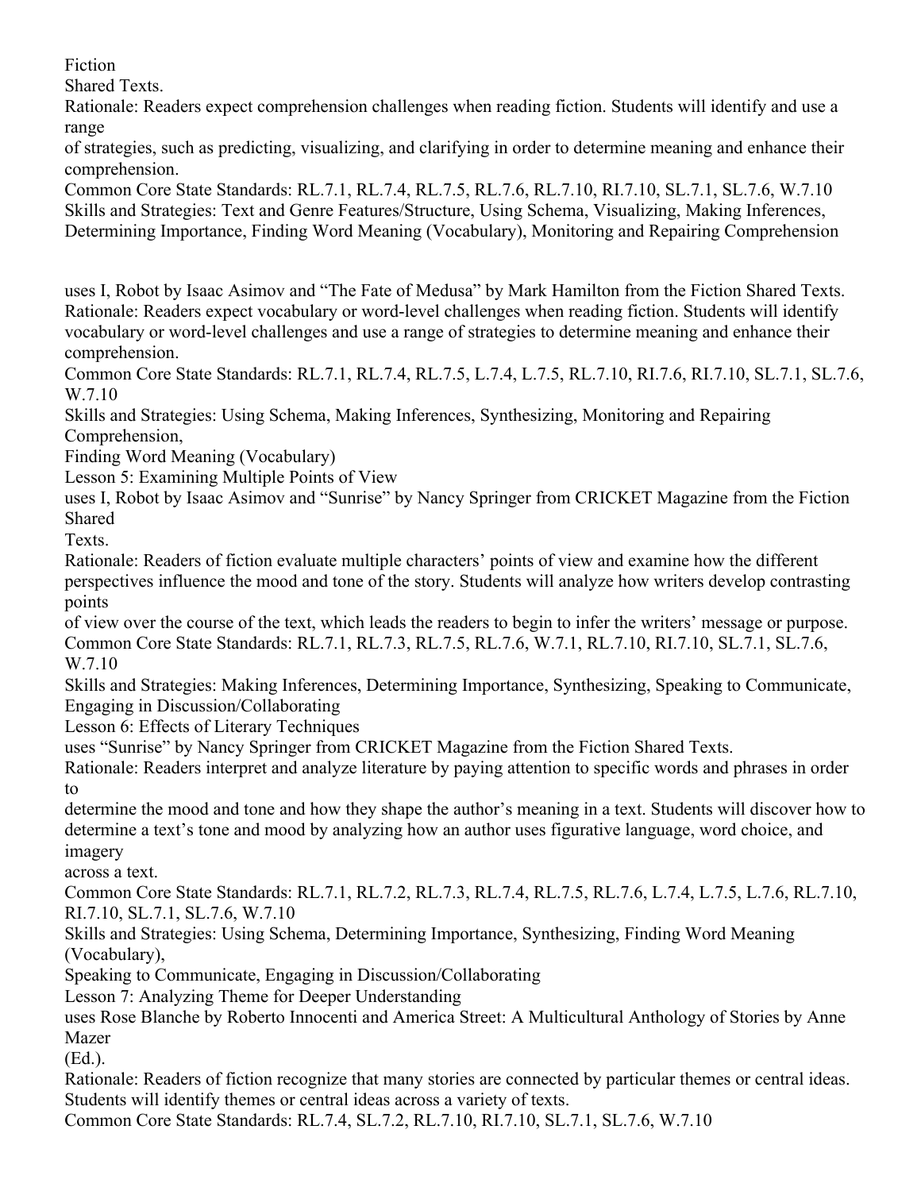Fiction Shared Texts.

Rationale: Readers expect comprehension challenges when reading fiction. Students will identify and use a range of strategies, such as predicting, visualizing, and clarifying in order to determine meaning and enhance their comprehension.

Common Core State Standards: RL.7.1, RL.7.4, RL.7.5, RL.7.6, RL.7.10, RI.7.10, SL.7.1, SL.7.6, W.7.10

Skills and Strategies: Text and Genre Features/Structure, Using Schema, Visualizing, Making Inferences, Determining Importance, Finding Word Meaning (Vocabulary), Monitoring and Repairing Comprehension

uses I, Robot by Isaac Asimov and "The Fate of Medusa" by Mark Hamilton from the Fiction Shared Texts.

Rationale: Readers expect vocabulary or word-level challenges when reading fiction. Students will identify vocabulary or word-level challenges and use a range of strategies to determine meaning and enhance their comprehension.

Common Core State Standards: RL.7.1, RL.7.4, RL.7.5, L.7.4, L.7.5, RL.7.10, RI.7.6, RI.7.10, SL.7.1, SL.7.6, W.7.10

Skills and Strategies: Using Schema, Making Inferences, Synthesizing, Monitoring and Repairing Comprehension, Finding Word Meaning (Vocabulary)

Lesson 5: Examining Multiple Points of View

uses I, Robot by Isaac Asimov and "Sunrise" by Nancy Springer from CRICKET Magazine from the Fiction Shared Texts.

Rationale: Readers of fiction evaluate multiple characters' points of view and examine how the different perspectives influence the mood and tone of the story. Students will analyze how writers develop contrasting points of view over the course of the text, which leads the readers to begin to infer the writers' message or purpose.

Common Core State Standards: RL.7.1, RL.7.3, RL.7.5, RL.7.6, W.7.1, RL.7.10, RI.7.10, SL.7.1, SL.7.6, W.7.10

Skills and Strategies: Making Inferences, Determining Importance, Synthesizing, Speaking to Communicate, Engaging in Discussion/Collaborating

Lesson 6: Effects of Literary Techniques

uses "Sunrise" by Nancy Springer from CRICKET Magazine from the Fiction Shared Texts.

Rationale: Readers interpret and analyze literature by paying attention to specific words and phrases in order to determine the mood and tone and how they shape the author's meaning in a text. Students will discover how to determine a text's tone and mood by analyzing how an author uses figurative language, word choice, and imagery across a text.

Common Core State Standards: RL.7.1, RL.7.2, RL.7.3, RL.7.4, RL.7.5, RL.7.6, L.7.4, L.7.5, L.7.6, RL.7.10, RI.7.10, SL.7.1, SL.7.6, W.7.10

Skills and Strategies: Using Schema, Determining Importance, Synthesizing, Finding Word Meaning (Vocabulary), Speaking to Communicate, Engaging in Discussion/Collaborating

Lesson 7: Analyzing Theme for Deeper Understanding

uses Rose Blanche by Roberto Innocenti and America Street: A Multicultural Anthology of Stories by Anne Mazer (Ed.).

Rationale: Readers of fiction recognize that many stories are connected by particular themes or central ideas. Students will identify themes or central ideas across a variety of texts.

Common Core State Standards: RL.7.4, SL.7.2, RL.7.10, RI.7.10, SL.7.1, SL.7.6, W.7.10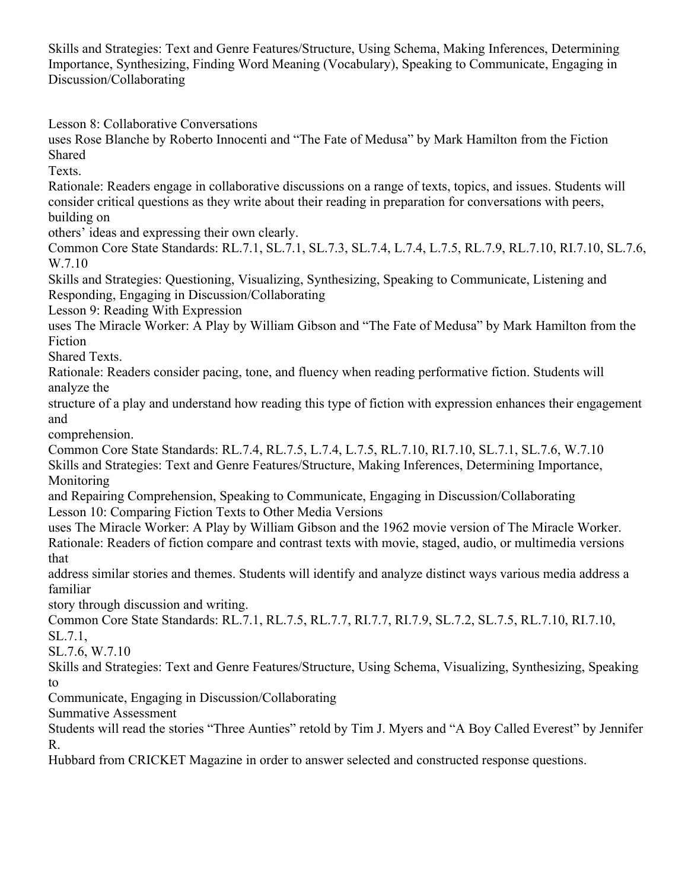Skills and Strategies: Text and Genre Features/Structure, Using Schema, Making Inferences, Determining Importance, Synthesizing, Finding Word Meaning (Vocabulary), Speaking to Communicate, Engaging in Discussion/Collaborating

Lesson 8: Collaborative Conversations

uses Rose Blanche by Roberto Innocenti and "The Fate of Medusa" by Mark Hamilton from the Fiction Shared Texts.

Rationale: Readers engage in collaborative discussions on a range of texts, topics, and issues. Students will consider critical questions as they write about their reading in preparation for conversations with peers, building on others' ideas and expressing their own clearly.

Common Core State Standards: RL.7.1, SL.7.1, SL.7.3, SL.7.4, L.7.4, L.7.5, RL.7.9, RL.7.10, RI.7.10, SL.7.6, W.7.10

Skills and Strategies: Questioning, Visualizing, Synthesizing, Speaking to Communicate, Listening and Responding, Engaging in Discussion/Collaborating

Lesson 9: Reading With Expression

uses The Miracle Worker: A Play by William Gibson and "The Fate of Medusa" by Mark Hamilton from the Fiction Shared Texts.

Rationale: Readers consider pacing, tone, and fluency when reading performative fiction. Students will analyze the structure of a play and understand how reading this type of fiction with expression enhances their engagement and comprehension.

Common Core State Standards: RL.7.4, RL.7.5, L.7.4, L.7.5, RL.7.10, RI.7.10, SL.7.1, SL.7.6, W.7.10

Skills and Strategies: Text and Genre Features/Structure, Making Inferences, Determining Importance, Monitoring and Repairing Comprehension, Speaking to Communicate, Engaging in Discussion/Collaborating

Lesson 10: Comparing Fiction Texts to Other Media Versions

uses The Miracle Worker: A Play by William Gibson and the 1962 movie version of The Miracle Worker.

Rationale: Readers of fiction compare and contrast texts with movie, staged, audio, or multimedia versions that address similar stories and themes. Students will identify and analyze distinct ways various media address a familiar story through discussion and writing.

Common Core State Standards: RL.7.1, RL.7.5, RL.7.7, RI.7.7, RI.7.9, SL.7.2, SL.7.5, RL.7.10, RI.7.10, SL.7.1, SL.7.6, W.7.10

Skills and Strategies: Text and Genre Features/Structure, Using Schema, Visualizing, Synthesizing, Speaking to Communicate, Engaging in Discussion/Collaborating

Summative Assessment

Students will read the stories "Three Aunties" retold by Tim J. Myers and "A Boy Called Everest" by Jennifer R. Hubbard from CRICKET Magazine in order to answer selected and constructed response questions.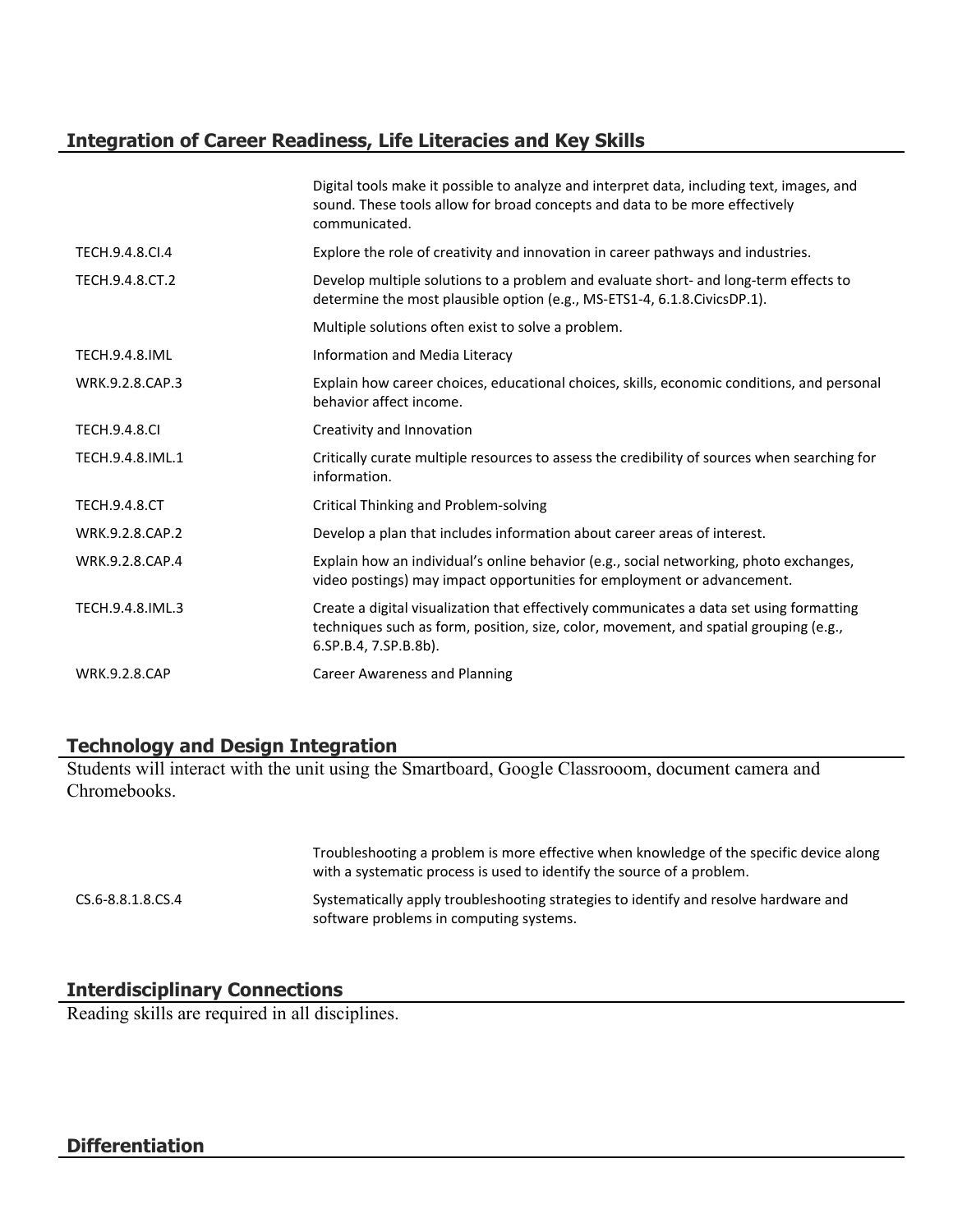## Integration of Career Readiness, Life Literacies and Key Skills

| | |
|---|---|
| | Digital tools make it possible to analyze and interpret data, including text, images, and sound. These tools allow for broad concepts and data to be more effectively communicated. |
| TECH.9.4.8.CI.4 | Explore the role of creativity and innovation in career pathways and industries. |
| TECH.9.4.8.CT.2 | Develop multiple solutions to a problem and evaluate short- and long-term effects to determine the most plausible option (e.g., MS-ETS1-4, 6.1.8.CivicsDP.1). |
| | Multiple solutions often exist to solve a problem. |
| TECH.9.4.8.IML | Information and Media Literacy |
| WRK.9.2.8.CAP.3 | Explain how career choices, educational choices, skills, economic conditions, and personal behavior affect income. |
| TECH.9.4.8.CI | Creativity and Innovation |
| TECH.9.4.8.IML.1 | Critically curate multiple resources to assess the credibility of sources when searching for information. |
| TECH.9.4.8.CT | Critical Thinking and Problem-solving |
| WRK.9.2.8.CAP.2 | Develop a plan that includes information about career areas of interest. |
| WRK.9.2.8.CAP.4 | Explain how an individual's online behavior (e.g., social networking, photo exchanges, video postings) may impact opportunities for employment or advancement. |
| TECH.9.4.8.IML.3 | Create a digital visualization that effectively communicates a data set using formatting techniques such as form, position, size, color, movement, and spatial grouping (e.g., 6.SP.B.4, 7.SP.B.8b). |
| WRK.9.2.8.CAP | Career Awareness and Planning |

## Technology and Design Integration

Students will interact with the unit using the Smartboard, Google Classrooom, document camera and Chromebooks.

| | |
|---|---|
| | Troubleshooting a problem is more effective when knowledge of the specific device along with a systematic process is used to identify the source of a problem. |
| CS.6-8.8.1.8.CS.4 | Systematically apply troubleshooting strategies to identify and resolve hardware and software problems in computing systems. |

## Interdisciplinary Connections

Reading skills are required in all disciplines.

## Differentiation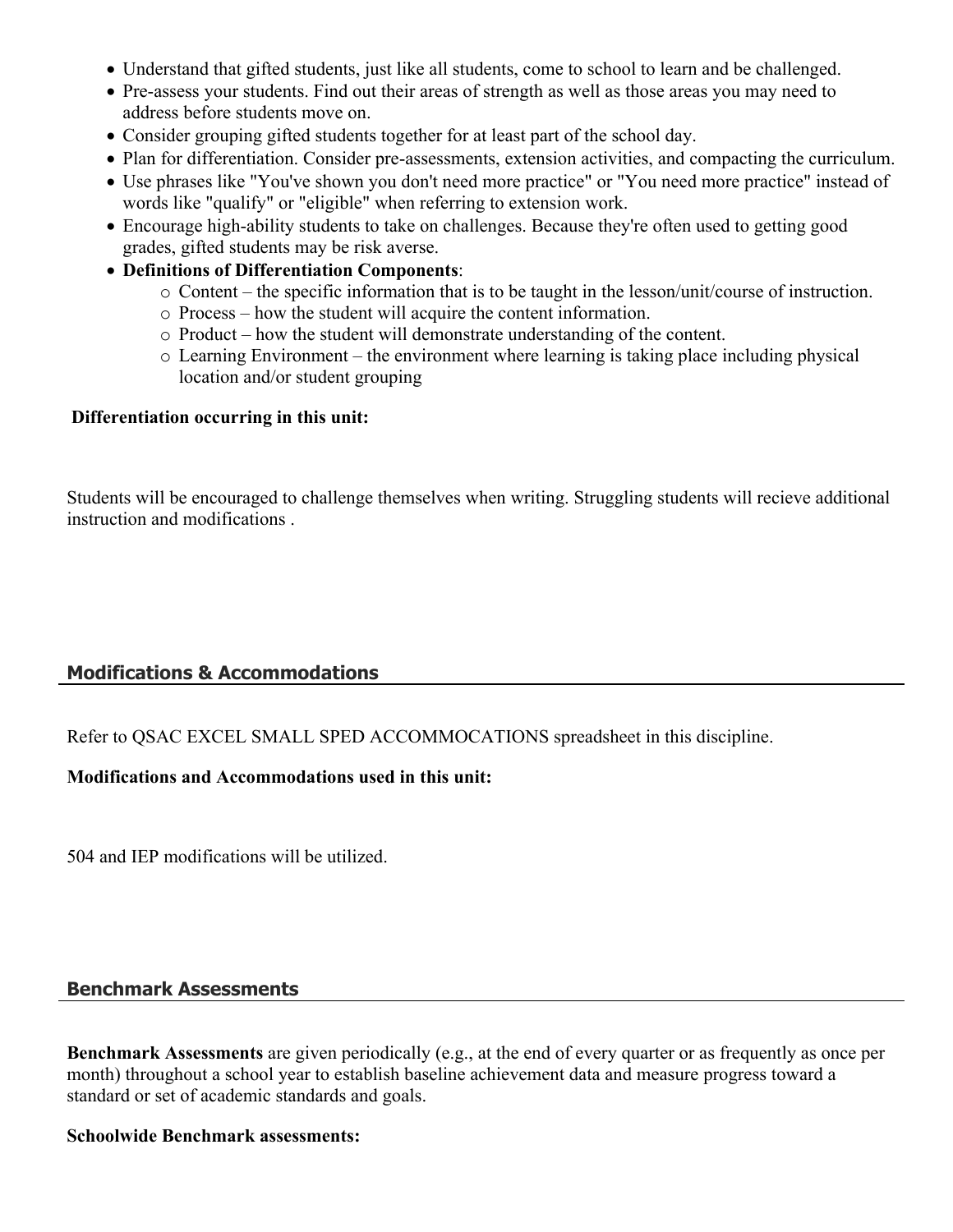- Understand that gifted students, just like all students, come to school to learn and be challenged.
- Pre-assess your students. Find out their areas of strength as well as those areas you may need to address before students move on.
- Consider grouping gifted students together for at least part of the school day.
- Plan for differentiation. Consider pre-assessments, extension activities, and compacting the curriculum.
- Use phrases like "You've shown you don't need more practice" or "You need more practice" instead of words like "qualify" or "eligible" when referring to extension work.
- Encourage high-ability students to take on challenges. Because they're often used to getting good grades, gifted students may be risk averse.
- **Definitions of Differentiation Components**:
  - Content – the specific information that is to be taught in the lesson/unit/course of instruction.
  - Process – how the student will acquire the content information.
  - Product – how the student will demonstrate understanding of the content.
  - Learning Environment – the environment where learning is taking place including physical location and/or student grouping

**Differentiation occurring in this unit:**

Students will be encouraged to challenge themselves when writing. Struggling students will recieve additional instruction and modifications .

## Modifications & Accommodations

Refer to QSAC EXCEL SMALL SPED ACCOMMOCATIONS spreadsheet in this discipline.

**Modifications and Accommodations used in this unit:**

504 and IEP modifications will be utilized.

## Benchmark Assessments

**Benchmark Assessments** are given periodically (e.g., at the end of every quarter or as frequently as once per month) throughout a school year to establish baseline achievement data and measure progress toward a standard or set of academic standards and goals.

**Schoolwide Benchmark assessments:**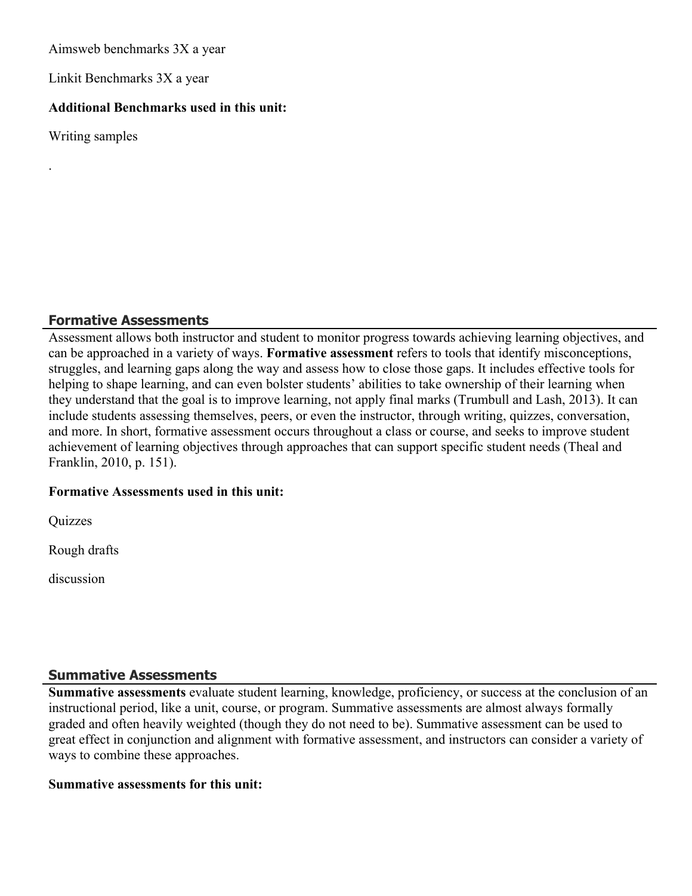Aimsweb benchmarks 3X a year

Linkit Benchmarks 3X a year

**Additional Benchmarks used in this unit:**

Writing samples

.

## Formative Assessments

Assessment allows both instructor and student to monitor progress towards achieving learning objectives, and can be approached in a variety of ways. **Formative assessment** refers to tools that identify misconceptions, struggles, and learning gaps along the way and assess how to close those gaps. It includes effective tools for helping to shape learning, and can even bolster students' abilities to take ownership of their learning when they understand that the goal is to improve learning, not apply final marks (Trumbull and Lash, 2013). It can include students assessing themselves, peers, or even the instructor, through writing, quizzes, conversation, and more. In short, formative assessment occurs throughout a class or course, and seeks to improve student achievement of learning objectives through approaches that can support specific student needs (Theal and Franklin, 2010, p. 151).

**Formative Assessments used in this unit:**

Quizzes

Rough drafts

discussion

## Summative Assessments

**Summative assessments** evaluate student learning, knowledge, proficiency, or success at the conclusion of an instructional period, like a unit, course, or program. Summative assessments are almost always formally graded and often heavily weighted (though they do not need to be). Summative assessment can be used to great effect in conjunction and alignment with formative assessment, and instructors can consider a variety of ways to combine these approaches.

**Summative assessments for this unit:**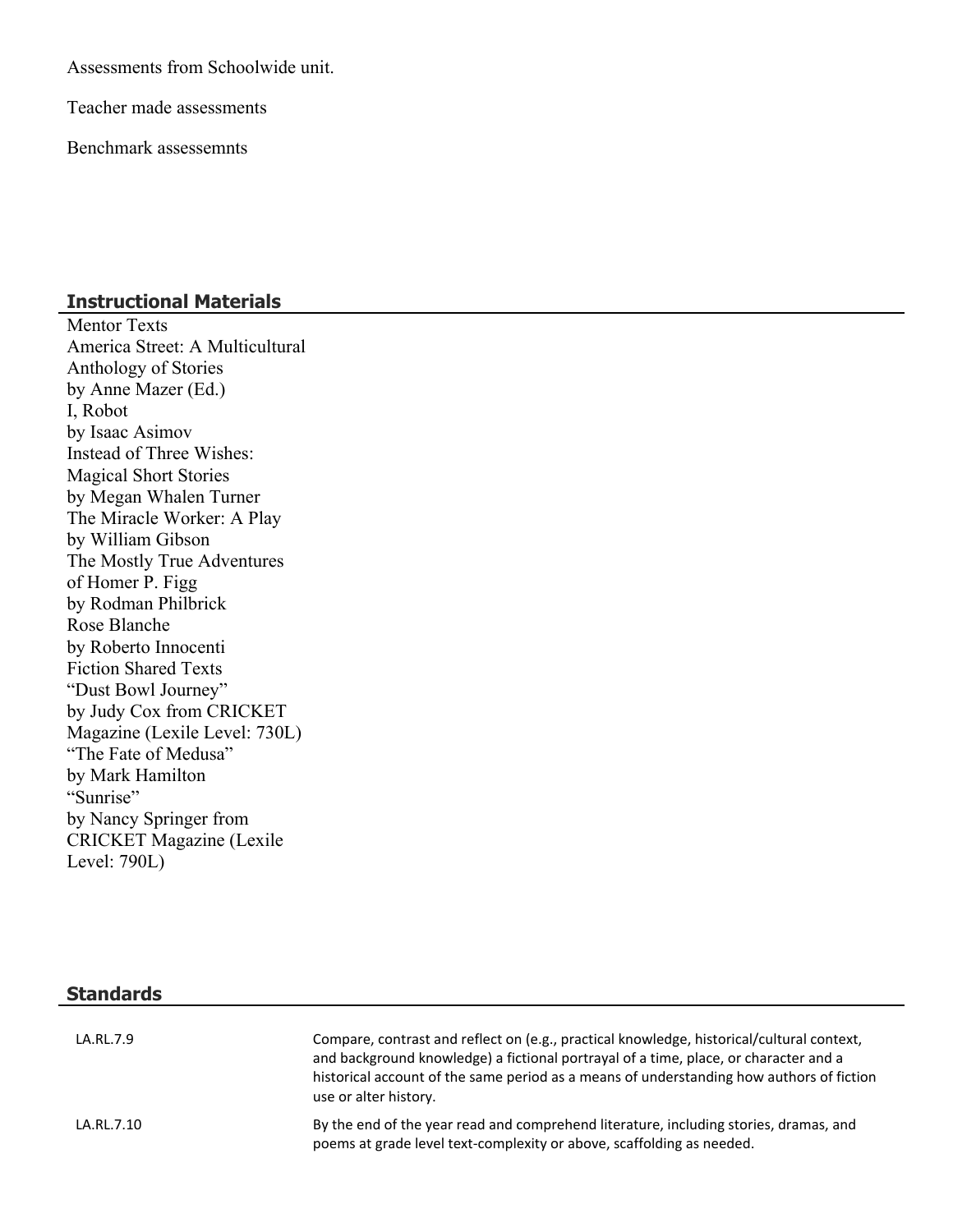Assessments from Schoolwide unit.

Teacher made assessments

Benchmark assessemnts

## Instructional Materials

Mentor Texts
America Street: A Multicultural Anthology of Stories
by Anne Mazer (Ed.)
I, Robot
by Isaac Asimov
Instead of Three Wishes: Magical Short Stories
by Megan Whalen Turner
The Miracle Worker: A Play
by William Gibson
The Mostly True Adventures of Homer P. Figg
by Rodman Philbrick
Rose Blanche
by Roberto Innocenti
Fiction Shared Texts
"Dust Bowl Journey"
by Judy Cox from CRICKET Magazine (Lexile Level: 730L)
"The Fate of Medusa"
by Mark Hamilton
"Sunrise"
by Nancy Springer from CRICKET Magazine (Lexile Level: 790L)

## Standards

| | |
|---|---|
| LA.RL.7.9 | Compare, contrast and reflect on (e.g., practical knowledge, historical/cultural context, and background knowledge) a fictional portrayal of a time, place, or character and a historical account of the same period as a means of understanding how authors of fiction use or alter history. |
| LA.RL.7.10 | By the end of the year read and comprehend literature, including stories, dramas, and poems at grade level text-complexity or above, scaffolding as needed. |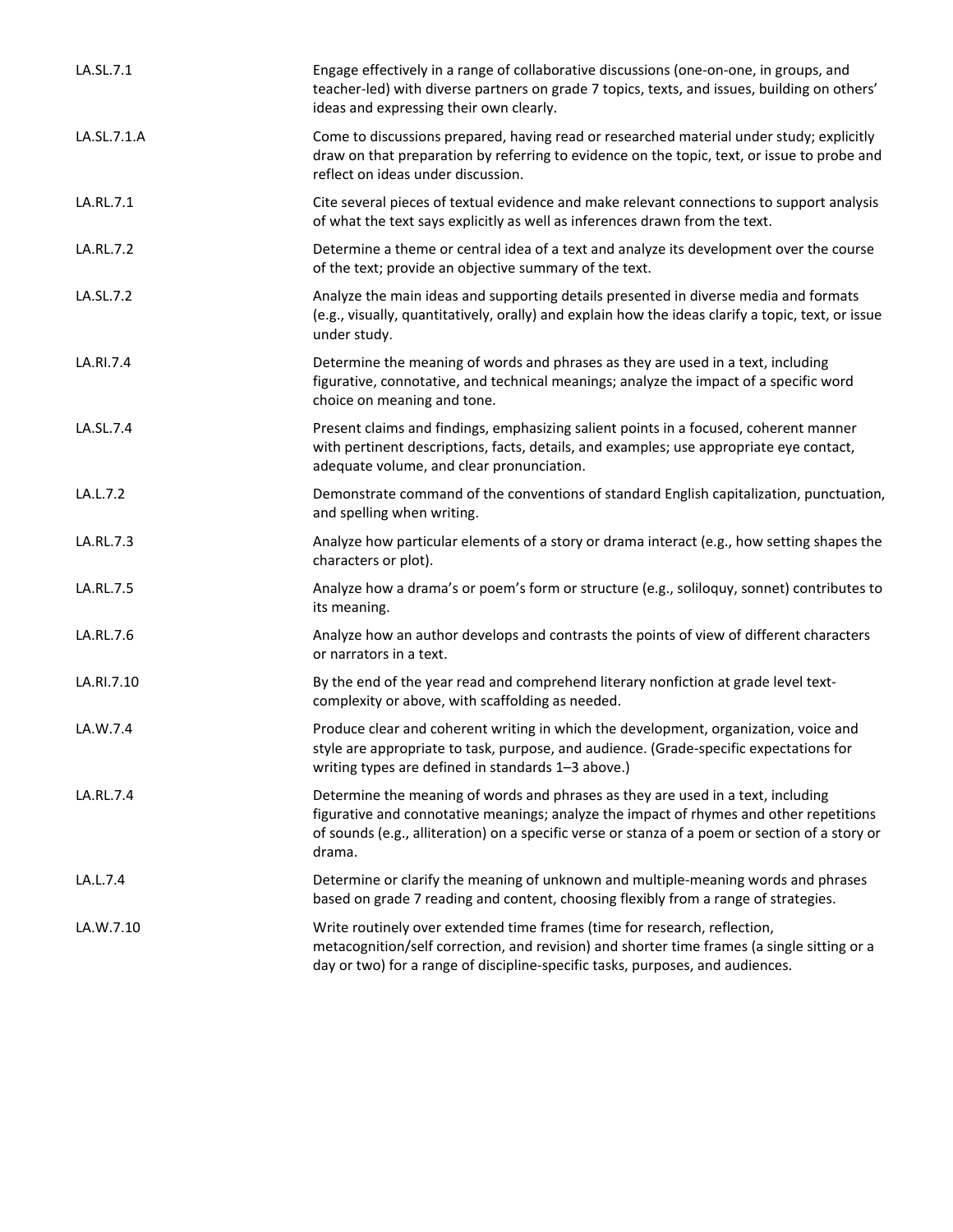| | |
|---|---|
| LA.SL.7.1 | Engage effectively in a range of collaborative discussions (one-on-one, in groups, and teacher-led) with diverse partners on grade 7 topics, texts, and issues, building on others' ideas and expressing their own clearly. |
| LA.SL.7.1.A | Come to discussions prepared, having read or researched material under study; explicitly draw on that preparation by referring to evidence on the topic, text, or issue to probe and reflect on ideas under discussion. |
| LA.RL.7.1 | Cite several pieces of textual evidence and make relevant connections to support analysis of what the text says explicitly as well as inferences drawn from the text. |
| LA.RL.7.2 | Determine a theme or central idea of a text and analyze its development over the course of the text; provide an objective summary of the text. |
| LA.SL.7.2 | Analyze the main ideas and supporting details presented in diverse media and formats (e.g., visually, quantitatively, orally) and explain how the ideas clarify a topic, text, or issue under study. |
| LA.RI.7.4 | Determine the meaning of words and phrases as they are used in a text, including figurative, connotative, and technical meanings; analyze the impact of a specific word choice on meaning and tone. |
| LA.SL.7.4 | Present claims and findings, emphasizing salient points in a focused, coherent manner with pertinent descriptions, facts, details, and examples; use appropriate eye contact, adequate volume, and clear pronunciation. |
| LA.L.7.2 | Demonstrate command of the conventions of standard English capitalization, punctuation, and spelling when writing. |
| LA.RL.7.3 | Analyze how particular elements of a story or drama interact (e.g., how setting shapes the characters or plot). |
| LA.RL.7.5 | Analyze how a drama's or poem's form or structure (e.g., soliloquy, sonnet) contributes to its meaning. |
| LA.RL.7.6 | Analyze how an author develops and contrasts the points of view of different characters or narrators in a text. |
| LA.RI.7.10 | By the end of the year read and comprehend literary nonfiction at grade level text-complexity or above, with scaffolding as needed. |
| LA.W.7.4 | Produce clear and coherent writing in which the development, organization, voice and style are appropriate to task, purpose, and audience. (Grade-specific expectations for writing types are defined in standards 1–3 above.) |
| LA.RL.7.4 | Determine the meaning of words and phrases as they are used in a text, including figurative and connotative meanings; analyze the impact of rhymes and other repetitions of sounds (e.g., alliteration) on a specific verse or stanza of a poem or section of a story or drama. |
| LA.L.7.4 | Determine or clarify the meaning of unknown and multiple-meaning words and phrases based on grade 7 reading and content, choosing flexibly from a range of strategies. |
| LA.W.7.10 | Write routinely over extended time frames (time for research, reflection, metacognition/self correction, and revision) and shorter time frames (a single sitting or a day or two) for a range of discipline-specific tasks, purposes, and audiences. |